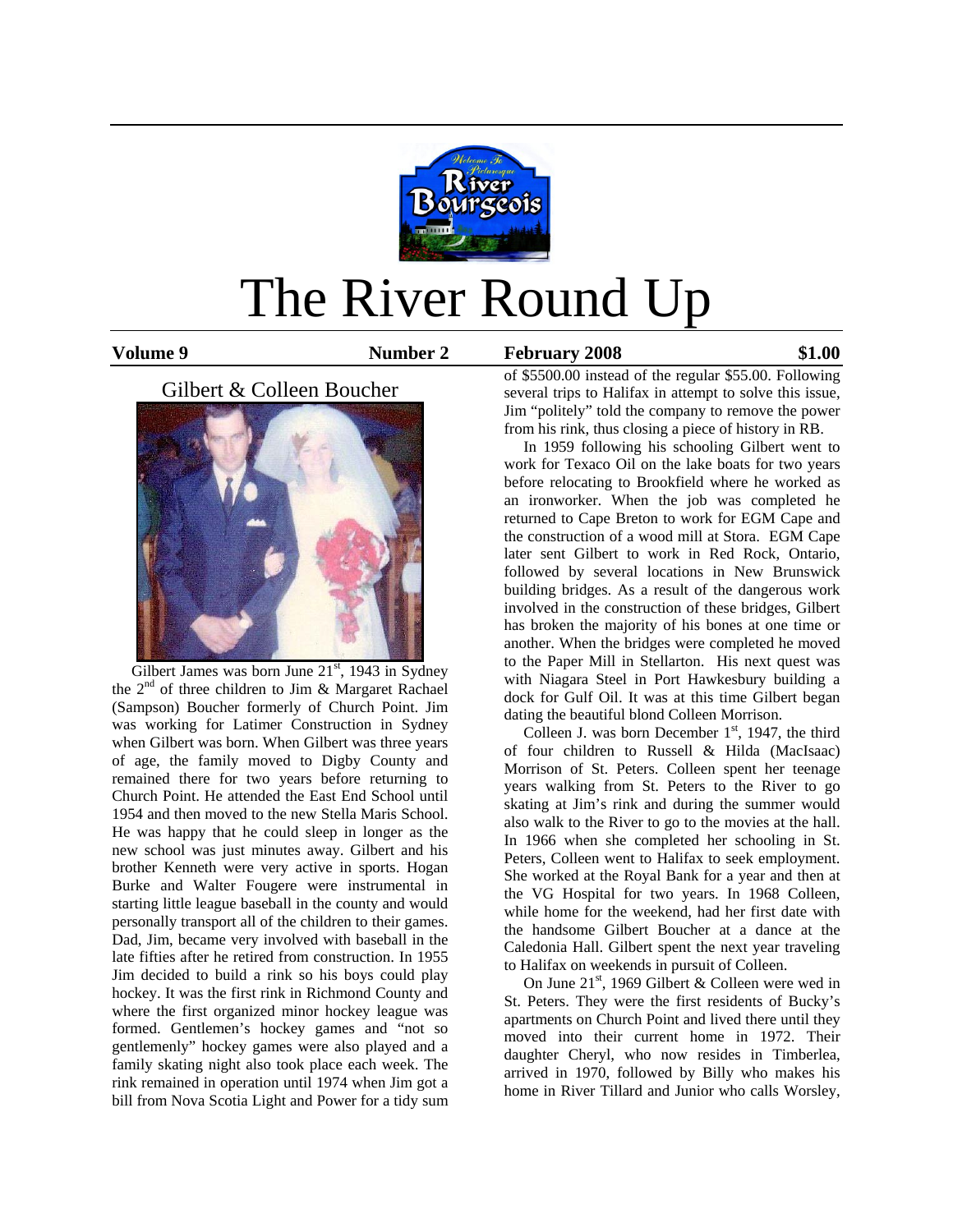# The River Round Up

**Volume 9** **Number 2** **February 2008** **$1.00**

## Gilbert & Colleen Boucher

Gilbert James was born June 21st, 1943 in Sydney the 2nd of three children to Jim & Margaret Rachael (Sampson) Boucher formerly of Church Point. Jim was working for Latimer Construction in Sydney when Gilbert was born. When Gilbert was three years of age, the family moved to Digby County and remained there for two years before returning to Church Point. He attended the East End School until 1954 and then moved to the new Stella Maris School. He was happy that he could sleep in longer as the new school was just minutes away. Gilbert and his brother Kenneth were very active in sports. Hogan Burke and Walter Fougere were instrumental in starting little league baseball in the county and would personally transport all of the children to their games. Dad, Jim, became very involved with baseball in the late fifties after he retired from construction. In 1955 Jim decided to build a rink so his boys could play hockey. It was the first rink in Richmond County and where the first organized minor hockey league was formed. Gentlemen's hockey games and "not so gentlemenly" hockey games were also played and a family skating night also took place each week. The rink remained in operation until 1974 when Jim got a bill from Nova Scotia Light and Power for a tidy sum of $5500.00 instead of the regular $55.00. Following several trips to Halifax in attempt to solve this issue, Jim "politely" told the company to remove the power from his rink, thus closing a piece of history in RB.

In 1959 following his schooling Gilbert went to work for Texaco Oil on the lake boats for two years before relocating to Brookfield where he worked as an ironworker. When the job was completed he returned to Cape Breton to work for EGM Cape and the construction of a wood mill at Stora. EGM Cape later sent Gilbert to work in Red Rock, Ontario, followed by several locations in New Brunswick building bridges. As a result of the dangerous work involved in the construction of these bridges, Gilbert has broken the majority of his bones at one time or another. When the bridges were completed he moved to the Paper Mill in Stellarton. His next quest was with Niagara Steel in Port Hawkesbury building a dock for Gulf Oil. It was at this time Gilbert began dating the beautiful blond Colleen Morrison.

Colleen J. was born December 1st, 1947, the third of four children to Russell & Hilda (MacIsaac) Morrison of St. Peters. Colleen spent her teenage years walking from St. Peters to the River to go skating at Jim's rink and during the summer would also walk to the River to go to the movies at the hall. In 1966 when she completed her schooling in St. Peters, Colleen went to Halifax to seek employment. She worked at the Royal Bank for a year and then at the VG Hospital for two years. In 1968 Colleen, while home for the weekend, had her first date with the handsome Gilbert Boucher at a dance at the Caledonia Hall. Gilbert spent the next year traveling to Halifax on weekends in pursuit of Colleen.

On June 21st, 1969 Gilbert & Colleen were wed in St. Peters. They were the first residents of Bucky's apartments on Church Point and lived there until they moved into their current home in 1972. Their daughter Cheryl, who now resides in Timberlea, arrived in 1970, followed by Billy who makes his home in River Tillard and Junior who calls Worsley,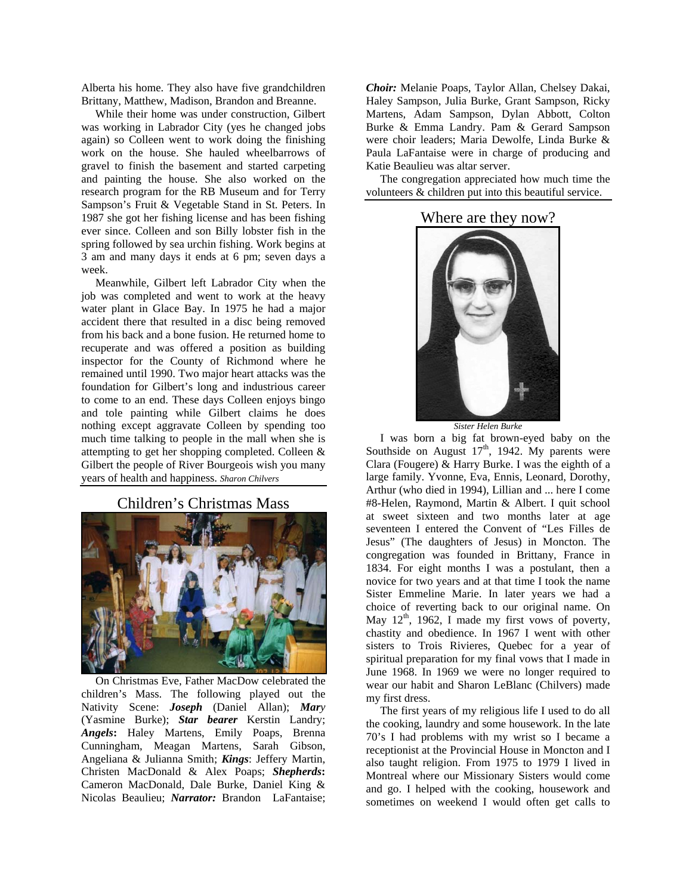Alberta his home. They also have five grandchildren Brittany, Matthew, Madison, Brandon and Breanne.

While their home was under construction, Gilbert was working in Labrador City (yes he changed jobs again) so Colleen went to work doing the finishing work on the house. She hauled wheelbarrows of gravel to finish the basement and started carpeting and painting the house. She also worked on the research program for the RB Museum and for Terry Sampson's Fruit & Vegetable Stand in St. Peters. In 1987 she got her fishing license and has been fishing ever since. Colleen and son Billy lobster fish in the spring followed by sea urchin fishing. Work begins at 3 am and many days it ends at 6 pm; seven days a week.

Meanwhile, Gilbert left Labrador City when the job was completed and went to work at the heavy water plant in Glace Bay. In 1975 he had a major accident there that resulted in a disc being removed from his back and a bone fusion. He returned home to recuperate and was offered a position as building inspector for the County of Richmond where he remained until 1990. Two major heart attacks was the foundation for Gilbert's long and industrious career to come to an end. These days Colleen enjoys bingo and tole painting while Gilbert claims he does nothing except aggravate Colleen by spending too much time talking to people in the mall when she is attempting to get her shopping completed. Colleen & Gilbert the people of River Bourgeois wish you many years of health and happiness. *Sharon Chilvers*

## Children's Christmas Mass

On Christmas Eve, Father MacDow celebrated the children's Mass. The following played out the Nativity Scene: ***Joseph*** (Daniel Allan); ***Mary*** (Yasmine Burke); ***Star bearer*** Kerstin Landry; ***Angels*:** Haley Martens, Emily Poaps, Brenna Cunningham, Meagan Martens, Sarah Gibson, Angeliana & Julianna Smith; ***Kings***: Jeffery Martin, Christen MacDonald & Alex Poaps; ***Shepherds*:** Cameron MacDonald, Dale Burke, Daniel King & Nicolas Beaulieu; ***Narrator:*** Brandon LaFantaise; ***Choir:*** Melanie Poaps, Taylor Allan, Chelsey Dakai, Haley Sampson, Julia Burke, Grant Sampson, Ricky Martens, Adam Sampson, Dylan Abbott, Colton Burke & Emma Landry. Pam & Gerard Sampson were choir leaders; Maria Dewolfe, Linda Burke & Paula LaFantaise were in charge of producing and Katie Beaulieu was altar server.

The congregation appreciated how much time the volunteers & children put into this beautiful service.

## Where are they now?

*Sister Helen Burke*

I was born a big fat brown-eyed baby on the Southside on August 17th, 1942. My parents were Clara (Fougere) & Harry Burke. I was the eighth of a large family. Yvonne, Eva, Ennis, Leonard, Dorothy, Arthur (who died in 1994), Lillian and ... here I come #8-Helen, Raymond, Martin & Albert. I quit school at sweet sixteen and two months later at age seventeen I entered the Convent of "Les Filles de Jesus" (The daughters of Jesus) in Moncton. The congregation was founded in Brittany, France in 1834. For eight months I was a postulant, then a novice for two years and at that time I took the name Sister Emmeline Marie. In later years we had a choice of reverting back to our original name. On May 12th, 1962, I made my first vows of poverty, chastity and obedience. In 1967 I went with other sisters to Trois Rivieres, Quebec for a year of spiritual preparation for my final vows that I made in June 1968. In 1969 we were no longer required to wear our habit and Sharon LeBlanc (Chilvers) made my first dress.

The first years of my religious life I used to do all the cooking, laundry and some housework. In the late 70's I had problems with my wrist so I became a receptionist at the Provincial House in Moncton and I also taught religion. From 1975 to 1979 I lived in Montreal where our Missionary Sisters would come and go. I helped with the cooking, housework and sometimes on weekend I would often get calls to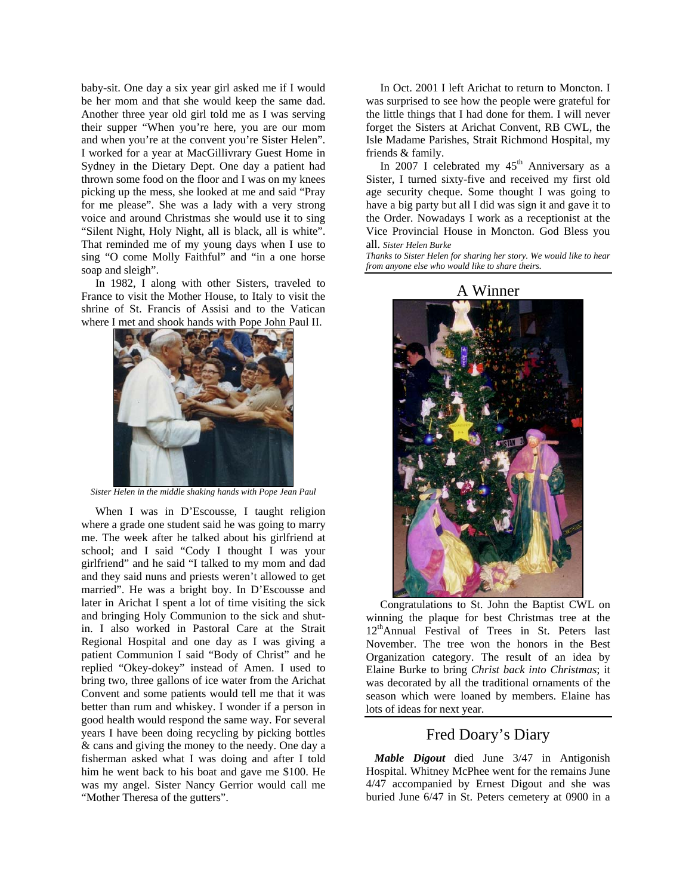baby-sit. One day a six year girl asked me if I would be her mom and that she would keep the same dad. Another three year old girl told me as I was serving their supper "When you're here, you are our mom and when you're at the convent you're Sister Helen". I worked for a year at MacGillivrary Guest Home in Sydney in the Dietary Dept. One day a patient had thrown some food on the floor and I was on my knees picking up the mess, she looked at me and said "Pray for me please". She was a lady with a very strong voice and around Christmas she would use it to sing "Silent Night, Holy Night, all is black, all is white". That reminded me of my young days when I use to sing "O come Molly Faithful" and "in a one horse soap and sleigh".

In 1982, I along with other Sisters, traveled to France to visit the Mother House, to Italy to visit the shrine of St. Francis of Assisi and to the Vatican where I met and shook hands with Pope John Paul II.

*Sister Helen in the middle shaking hands with Pope Jean Paul*

When I was in D'Escousse, I taught religion where a grade one student said he was going to marry me. The week after he talked about his girlfriend at school; and I said "Cody I thought I was your girlfriend" and he said "I talked to my mom and dad and they said nuns and priests weren't allowed to get married". He was a bright boy. In D'Escousse and later in Arichat I spent a lot of time visiting the sick and bringing Holy Communion to the sick and shut-in. I also worked in Pastoral Care at the Strait Regional Hospital and one day as I was giving a patient Communion I said "Body of Christ" and he replied "Okey-dokey" instead of Amen. I used to bring two, three gallons of ice water from the Arichat Convent and some patients would tell me that it was better than rum and whiskey. I wonder if a person in good health would respond the same way. For several years I have been doing recycling by picking bottles & cans and giving the money to the needy. One day a fisherman asked what I was doing and after I told him he went back to his boat and gave me $100. He was my angel. Sister Nancy Gerrior would call me "Mother Theresa of the gutters".

In Oct. 2001 I left Arichat to return to Moncton. I was surprised to see how the people were grateful for the little things that I had done for them. I will never forget the Sisters at Arichat Convent, RB CWL, the Isle Madame Parishes, Strait Richmond Hospital, my friends & family.

In 2007 I celebrated my 45th Anniversary as a Sister, I turned sixty-five and received my first old age security cheque. Some thought I was going to have a big party but all I did was sign it and gave it to the Order. Nowadays I work as a receptionist at the Vice Provincial House in Moncton. God Bless you all. *Sister Helen Burke*

*Thanks to Sister Helen for sharing her story. We would like to hear from anyone else who would like to share theirs.*

## A Winner

Congratulations to St. John the Baptist CWL on winning the plaque for best Christmas tree at the 12th Annual Festival of Trees in St. Peters last November. The tree won the honors in the Best Organization category. The result of an idea by Elaine Burke to bring *Christ back into Christmas*; it was decorated by all the traditional ornaments of the season which were loaned by members. Elaine has lots of ideas for next year.

## Fred Doary's Diary

***Mable Digout*** died June 3/47 in Antigonish Hospital. Whitney McPhee went for the remains June 4/47 accompanied by Ernest Digout and she was buried June 6/47 in St. Peters cemetery at 0900 in a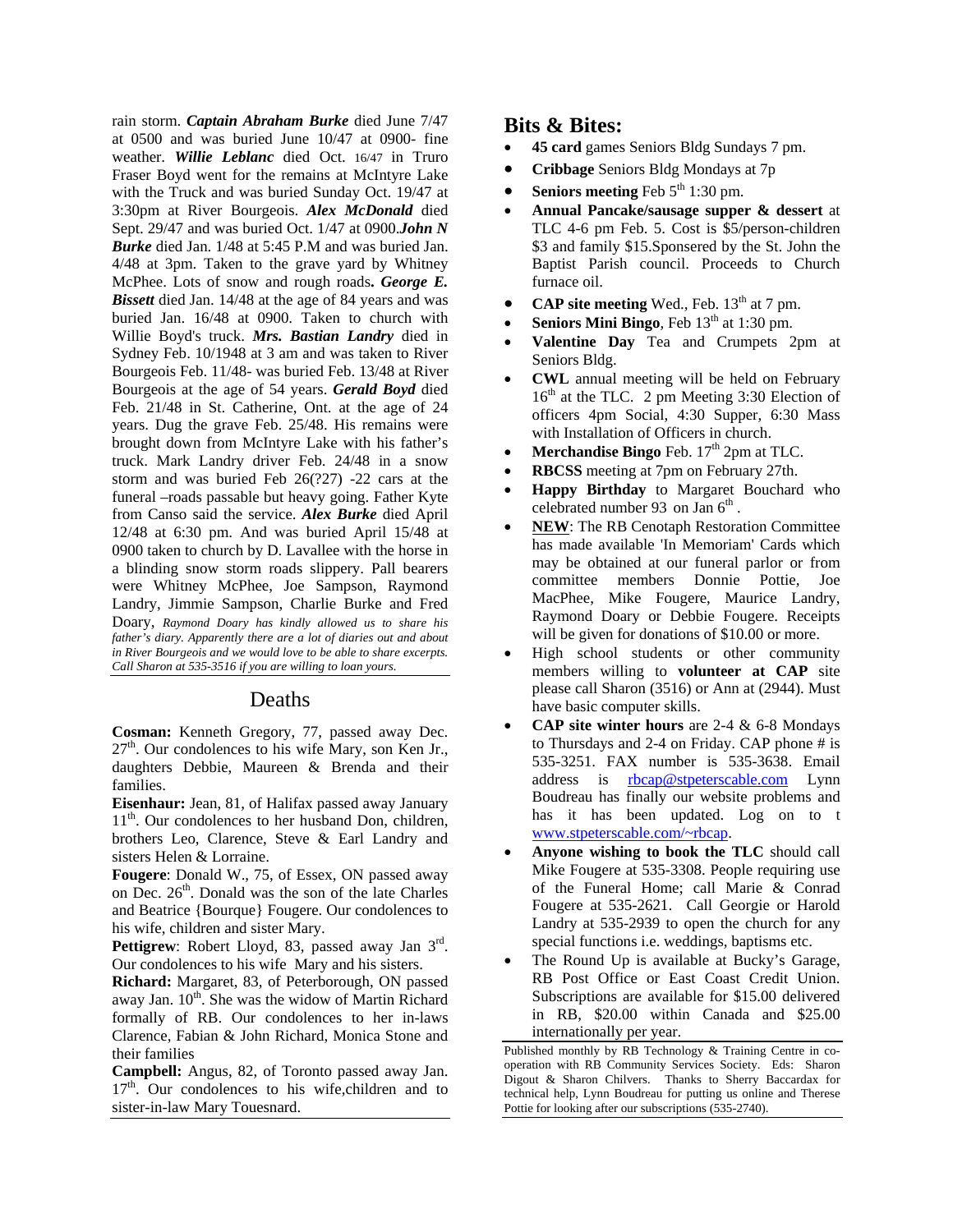rain storm. ***Captain Abraham Burke*** died June 7/47 at 0500 and was buried June 10/47 at 0900- fine weather. ***Willie Leblanc*** died Oct. 16/47 in Truro Fraser Boyd went for the remains at McIntyre Lake with the Truck and was buried Sunday Oct. 19/47 at 3:30pm at River Bourgeois. ***Alex McDonald*** died Sept. 29/47 and was buried Oct. 1/47 at 0900.***John N Burke*** died Jan. 1/48 at 5:45 P.M and was buried Jan. 4/48 at 3pm. Taken to the grave yard by Whitney McPhee. Lots of snow and rough roads***. George E. Bissett*** died Jan. 14/48 at the age of 84 years and was buried Jan. 16/48 at 0900. Taken to church with Willie Boyd's truck. ***Mrs. Bastian Landry*** died in Sydney Feb. 10/1948 at 3 am and was taken to River Bourgeois Feb. 11/48- was buried Feb. 13/48 at River Bourgeois at the age of 54 years. ***Gerald Boyd*** died Feb. 21/48 in St. Catherine, Ont. at the age of 24 years. Dug the grave Feb. 25/48. His remains were brought down from McIntyre Lake with his father's truck. Mark Landry driver Feb. 24/48 in a snow storm and was buried Feb 26(?27) -22 cars at the funeral –roads passable but heavy going. Father Kyte from Canso said the service. ***Alex Burke*** died April 12/48 at 6:30 pm. And was buried April 15/48 at 0900 taken to church by D. Lavallee with the horse in a blinding snow storm roads slippery. Pall bearers were Whitney McPhee, Joe Sampson, Raymond Landry, Jimmie Sampson, Charlie Burke and Fred Doary, *Raymond Doary has kindly allowed us to share his father's diary. Apparently there are a lot of diaries out and about in River Bourgeois and we would love to be able to share excerpts. Call Sharon at 535-3516 if you are willing to loan yours.*

## Deaths

**Cosman:** Kenneth Gregory, 77, passed away Dec. 27th. Our condolences to his wife Mary, son Ken Jr., daughters Debbie, Maureen & Brenda and their families.

**Eisenhaur:** Jean, 81, of Halifax passed away January 11th. Our condolences to her husband Don, children, brothers Leo, Clarence, Steve & Earl Landry and sisters Helen & Lorraine.

**Fougere**: Donald W., 75, of Essex, ON passed away on Dec. 26th. Donald was the son of the late Charles and Beatrice {Bourque} Fougere. Our condolences to his wife, children and sister Mary.

**Pettigrew**: Robert Lloyd, 83, passed away Jan 3rd. Our condolences to his wife Mary and his sisters.

**Richard:** Margaret, 83, of Peterborough, ON passed away Jan. 10th. She was the widow of Martin Richard formally of RB. Our condolences to her in-laws Clarence, Fabian & John Richard, Monica Stone and their families

**Campbell:** Angus, 82, of Toronto passed away Jan. 17th. Our condolences to his wife,children and to sister-in-law Mary Touesnard.

## Bits & Bites:

- **45 card** games Seniors Bldg Sundays 7 pm.
- **Cribbage** Seniors Bldg Mondays at 7p
- **Seniors meeting** Feb 5th 1:30 pm.
- **Annual Pancake/sausage supper & dessert** at TLC 4-6 pm Feb. 5. Cost is $5/person-children $3 and family $15.Sponsered by the St. John the Baptist Parish council. Proceeds to Church furnace oil.
- **CAP site meeting** Wed., Feb. 13th at 7 pm.
- **Seniors Mini Bingo**, Feb 13th at 1:30 pm.
- **Valentine Day** Tea and Crumpets 2pm at Seniors Bldg.
- **CWL** annual meeting will be held on February 16th at the TLC. 2 pm Meeting 3:30 Election of officers 4pm Social, 4:30 Supper, 6:30 Mass with Installation of Officers in church.
- **Merchandise Bingo** Feb. 17th 2pm at TLC.
- **RBCSS** meeting at 7pm on February 27th.
- **Happy Birthday** to Margaret Bouchard who celebrated number 93 on Jan 6th .
- **NEW**: The RB Cenotaph Restoration Committee has made available 'In Memoriam' Cards which may be obtained at our funeral parlor or from committee members Donnie Pottie, Joe MacPhee, Mike Fougere, Maurice Landry, Raymond Doary or Debbie Fougere. Receipts will be given for donations of $10.00 or more.
- High school students or other community members willing to **volunteer at CAP** site please call Sharon (3516) or Ann at (2944). Must have basic computer skills.
- **CAP site winter hours** are 2-4 & 6-8 Mondays to Thursdays and 2-4 on Friday. CAP phone # is 535-3251. FAX number is 535-3638. Email address is rbcap@stpeterscable.com Lynn Boudreau has finally our website problems and has it has been updated. Log on to t www.stpeterscable.com/~rbcap.
- **Anyone wishing to book the TLC** should call Mike Fougere at 535-3308. People requiring use of the Funeral Home; call Marie & Conrad Fougere at 535-2621. Call Georgie or Harold Landry at 535-2939 to open the church for any special functions i.e. weddings, baptisms etc.
- The Round Up is available at Bucky's Garage, RB Post Office or East Coast Credit Union. Subscriptions are available for $15.00 delivered in RB, $20.00 within Canada and $25.00 internationally per year.

Published monthly by RB Technology & Training Centre in co-operation with RB Community Services Society. Eds: Sharon Digout & Sharon Chilvers. Thanks to Sherry Baccardax for technical help, Lynn Boudreau for putting us online and Therese Pottie for looking after our subscriptions (535-2740).